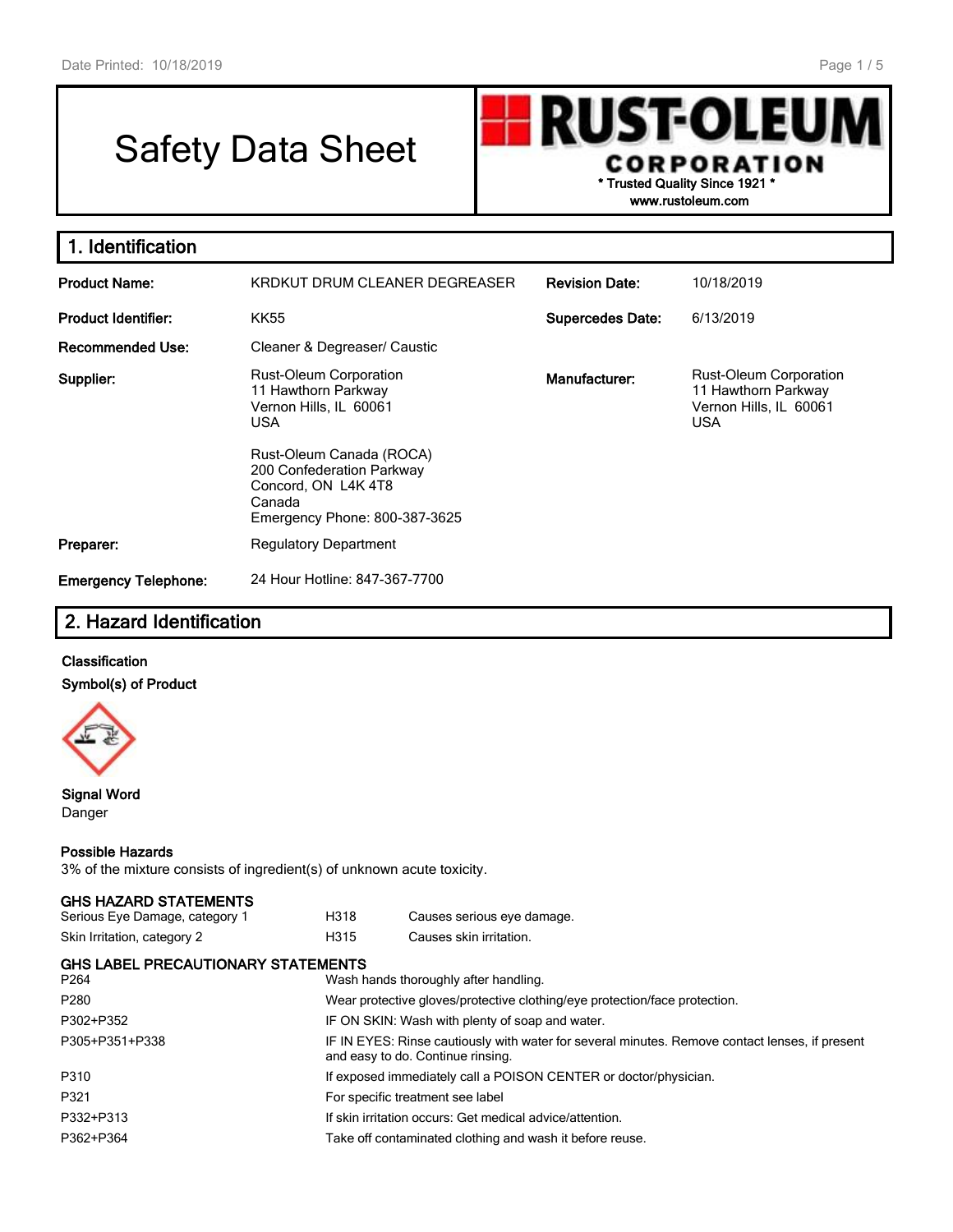# Safety Data Sheet

**RUST-OLEUM CORPORATION**
**\* Trusted Quality Since 1921 \***
**www.rustoleum.com**

## 1. Identification

| | | | |
|---|---|---|---|
| **Product Name:** | KRDKUT DRUM CLEANER DEGREASER | **Revision Date:** | 10/18/2019 |
| **Product Identifier:** | KK55 | **Supercedes Date:** | 6/13/2019 |
| **Recommended Use:** | Cleaner & Degreaser/ Caustic | | |
| **Supplier:** | Rust-Oleum Corporation<br>11 Hawthorn Parkway<br>Vernon Hills, IL 60061<br>USA<br><br>Rust-Oleum Canada (ROCA)<br>200 Confederation Parkway<br>Concord, ON L4K 4T8<br>Canada<br>Emergency Phone: 800-387-3625 | **Manufacturer:** | Rust-Oleum Corporation<br>11 Hawthorn Parkway<br>Vernon Hills, IL 60061<br>USA |
| **Preparer:** | Regulatory Department | | |
| **Emergency Telephone:** | 24 Hour Hotline: 847-367-7700 | | |

## 2. Hazard Identification

**Classification**

**Symbol(s) of Product**

**Signal Word**
Danger

**Possible Hazards**
3% of the mixture consists of ingredient(s) of unknown acute toxicity.

**GHS HAZARD STATEMENTS**

| | | |
|---|---|---|
| Serious Eye Damage, category 1 | H318 | Causes serious eye damage. |
| Skin Irritation, category 2 | H315 | Causes skin irritation. |

**GHS LABEL PRECAUTIONARY STATEMENTS**

| | |
|---|---|
| P264 | Wash hands thoroughly after handling. |
| P280 | Wear protective gloves/protective clothing/eye protection/face protection. |
| P302+P352 | IF ON SKIN: Wash with plenty of soap and water. |
| P305+P351+P338 | IF IN EYES: Rinse cautiously with water for several minutes. Remove contact lenses, if present and easy to do. Continue rinsing. |
| P310 | If exposed immediately call a POISON CENTER or doctor/physician. |
| P321 | For specific treatment see label |
| P332+P313 | If skin irritation occurs: Get medical advice/attention. |
| P362+P364 | Take off contaminated clothing and wash it before reuse. |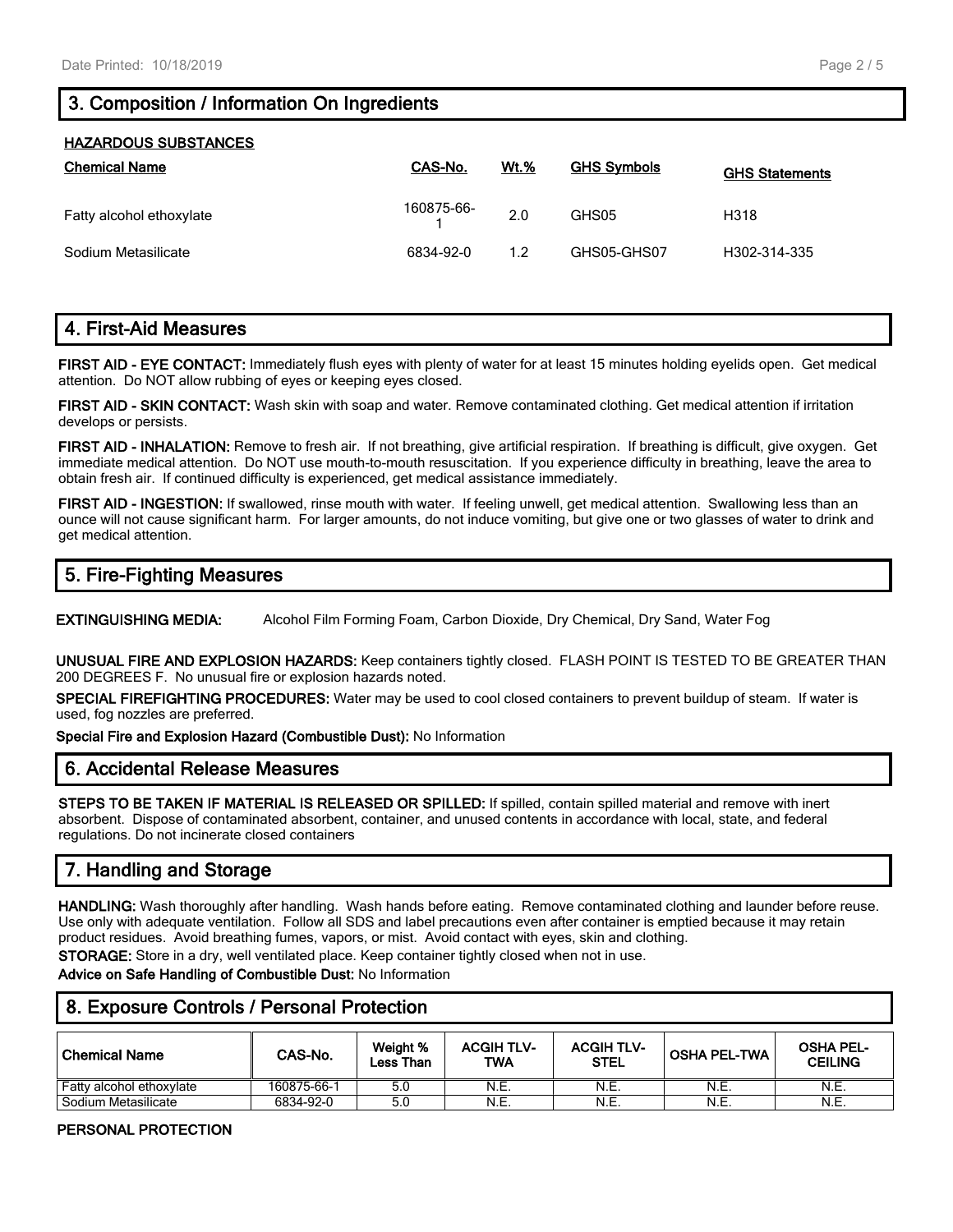## 3. Composition / Information On Ingredients

**HAZARDOUS SUBSTANCES**

| Chemical Name | CAS-No. | Wt.% | GHS Symbols | GHS Statements |
|---|---|---|---|---|
| Fatty alcohol ethoxylate | 160875-66-1 | 2.0 | GHS05 | H318 |
| Sodium Metasilicate | 6834-92-0 | 1.2 | GHS05-GHS07 | H302-314-335 |

## 4. First-Aid Measures

**FIRST AID - EYE CONTACT:** Immediately flush eyes with plenty of water for at least 15 minutes holding eyelids open. Get medical attention. Do NOT allow rubbing of eyes or keeping eyes closed.

**FIRST AID - SKIN CONTACT:** Wash skin with soap and water. Remove contaminated clothing. Get medical attention if irritation develops or persists.

**FIRST AID - INHALATION:** Remove to fresh air. If not breathing, give artificial respiration. If breathing is difficult, give oxygen. Get immediate medical attention. Do NOT use mouth-to-mouth resuscitation. If you experience difficulty in breathing, leave the area to obtain fresh air. If continued difficulty is experienced, get medical assistance immediately.

**FIRST AID - INGESTION:** If swallowed, rinse mouth with water. If feeling unwell, get medical attention. Swallowing less than an ounce will not cause significant harm. For larger amounts, do not induce vomiting, but give one or two glasses of water to drink and get medical attention.

## 5. Fire-Fighting Measures

**EXTINGUISHING MEDIA:** Alcohol Film Forming Foam, Carbon Dioxide, Dry Chemical, Dry Sand, Water Fog

**UNUSUAL FIRE AND EXPLOSION HAZARDS:** Keep containers tightly closed. FLASH POINT IS TESTED TO BE GREATER THAN 200 DEGREES F. No unusual fire or explosion hazards noted.

**SPECIAL FIREFIGHTING PROCEDURES:** Water may be used to cool closed containers to prevent buildup of steam. If water is used, fog nozzles are preferred.

**Special Fire and Explosion Hazard (Combustible Dust):** No Information

## 6. Accidental Release Measures

**STEPS TO BE TAKEN IF MATERIAL IS RELEASED OR SPILLED:** If spilled, contain spilled material and remove with inert absorbent. Dispose of contaminated absorbent, container, and unused contents in accordance with local, state, and federal regulations. Do not incinerate closed containers

## 7. Handling and Storage

**HANDLING:** Wash thoroughly after handling. Wash hands before eating. Remove contaminated clothing and launder before reuse. Use only with adequate ventilation. Follow all SDS and label precautions even after container is emptied because it may retain product residues. Avoid breathing fumes, vapors, or mist. Avoid contact with eyes, skin and clothing.

**STORAGE:** Store in a dry, well ventilated place. Keep container tightly closed when not in use.

**Advice on Safe Handling of Combustible Dust:** No Information

## 8. Exposure Controls / Personal Protection

| Chemical Name | CAS-No. | Weight % Less Than | ACGIH TLV-TWA | ACGIH TLV-STEL | OSHA PEL-TWA | OSHA PEL-CEILING |
|---|---|---|---|---|---|---|
| Fatty alcohol ethoxylate | 160875-66-1 | 5.0 | N.E. | N.E. | N.E. | N.E. |
| Sodium Metasilicate | 6834-92-0 | 5.0 | N.E. | N.E. | N.E. | N.E. |

**PERSONAL PROTECTION**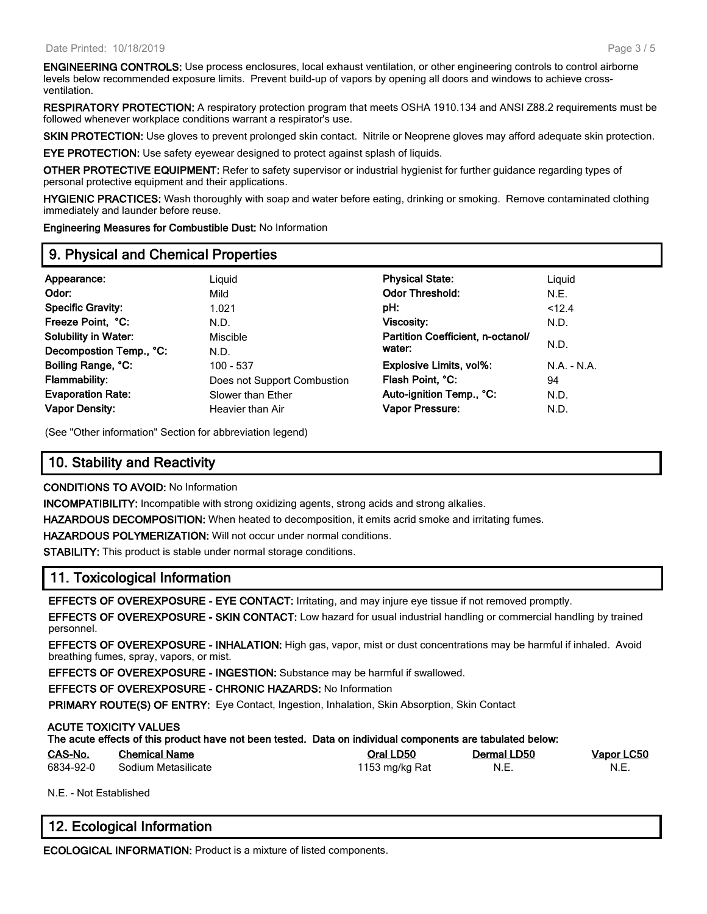**ENGINEERING CONTROLS:** Use process enclosures, local exhaust ventilation, or other engineering controls to control airborne levels below recommended exposure limits. Prevent build-up of vapors by opening all doors and windows to achieve cross-ventilation.

**RESPIRATORY PROTECTION:** A respiratory protection program that meets OSHA 1910.134 and ANSI Z88.2 requirements must be followed whenever workplace conditions warrant a respirator's use.

**SKIN PROTECTION:** Use gloves to prevent prolonged skin contact. Nitrile or Neoprene gloves may afford adequate skin protection.

**EYE PROTECTION:** Use safety eyewear designed to protect against splash of liquids.

**OTHER PROTECTIVE EQUIPMENT:** Refer to safety supervisor or industrial hygienist for further guidance regarding types of personal protective equipment and their applications.

**HYGIENIC PRACTICES:** Wash thoroughly with soap and water before eating, drinking or smoking. Remove contaminated clothing immediately and launder before reuse.

**Engineering Measures for Combustible Dust:** No Information

## 9. Physical and Chemical Properties

| | | | |
|---|---|---|---|
| **Appearance:** | Liquid | **Physical State:** | Liquid |
| **Odor:** | Mild | **Odor Threshold:** | N.E. |
| **Specific Gravity:** | 1.021 | **pH:** | <12.4 |
| **Freeze Point, °C:** | N.D. | **Viscosity:** | N.D. |
| **Solubility in Water:** | Miscible | **Partition Coefficient, n-octanol/ water:** | N.D. |
| **Decompostion Temp., °C:** | N.D. | | |
| **Boiling Range, °C:** | 100 - 537 | **Explosive Limits, vol%:** | N.A. - N.A. |
| **Flammability:** | Does not Support Combustion | **Flash Point, °C:** | 94 |
| **Evaporation Rate:** | Slower than Ether | **Auto-ignition Temp., °C:** | N.D. |
| **Vapor Density:** | Heavier than Air | **Vapor Pressure:** | N.D. |

(See "Other information" Section for abbreviation legend)

## 10. Stability and Reactivity

**CONDITIONS TO AVOID:** No Information

**INCOMPATIBILITY:** Incompatible with strong oxidizing agents, strong acids and strong alkalies.

**HAZARDOUS DECOMPOSITION:** When heated to decomposition, it emits acrid smoke and irritating fumes.

**HAZARDOUS POLYMERIZATION:** Will not occur under normal conditions.

**STABILITY:** This product is stable under normal storage conditions.

## 11. Toxicological Information

**EFFECTS OF OVEREXPOSURE - EYE CONTACT:** Irritating, and may injure eye tissue if not removed promptly.

**EFFECTS OF OVEREXPOSURE - SKIN CONTACT:** Low hazard for usual industrial handling or commercial handling by trained personnel.

**EFFECTS OF OVEREXPOSURE - INHALATION:** High gas, vapor, mist or dust concentrations may be harmful if inhaled. Avoid breathing fumes, spray, vapors, or mist.

**EFFECTS OF OVEREXPOSURE - INGESTION:** Substance may be harmful if swallowed.

**EFFECTS OF OVEREXPOSURE - CHRONIC HAZARDS:** No Information

**PRIMARY ROUTE(S) OF ENTRY:** Eye Contact, Ingestion, Inhalation, Skin Absorption, Skin Contact

**ACUTE TOXICITY VALUES**

**The acute effects of this product have not been tested. Data on individual components are tabulated below:**

| CAS-No. | Chemical Name | Oral LD50 | Dermal LD50 | Vapor LC50 |
|---|---|---|---|---|
| 6834-92-0 | Sodium Metasilicate | 1153 mg/kg Rat | N.E. | N.E. |

N.E. - Not Established

## 12. Ecological Information

**ECOLOGICAL INFORMATION:** Product is a mixture of listed components.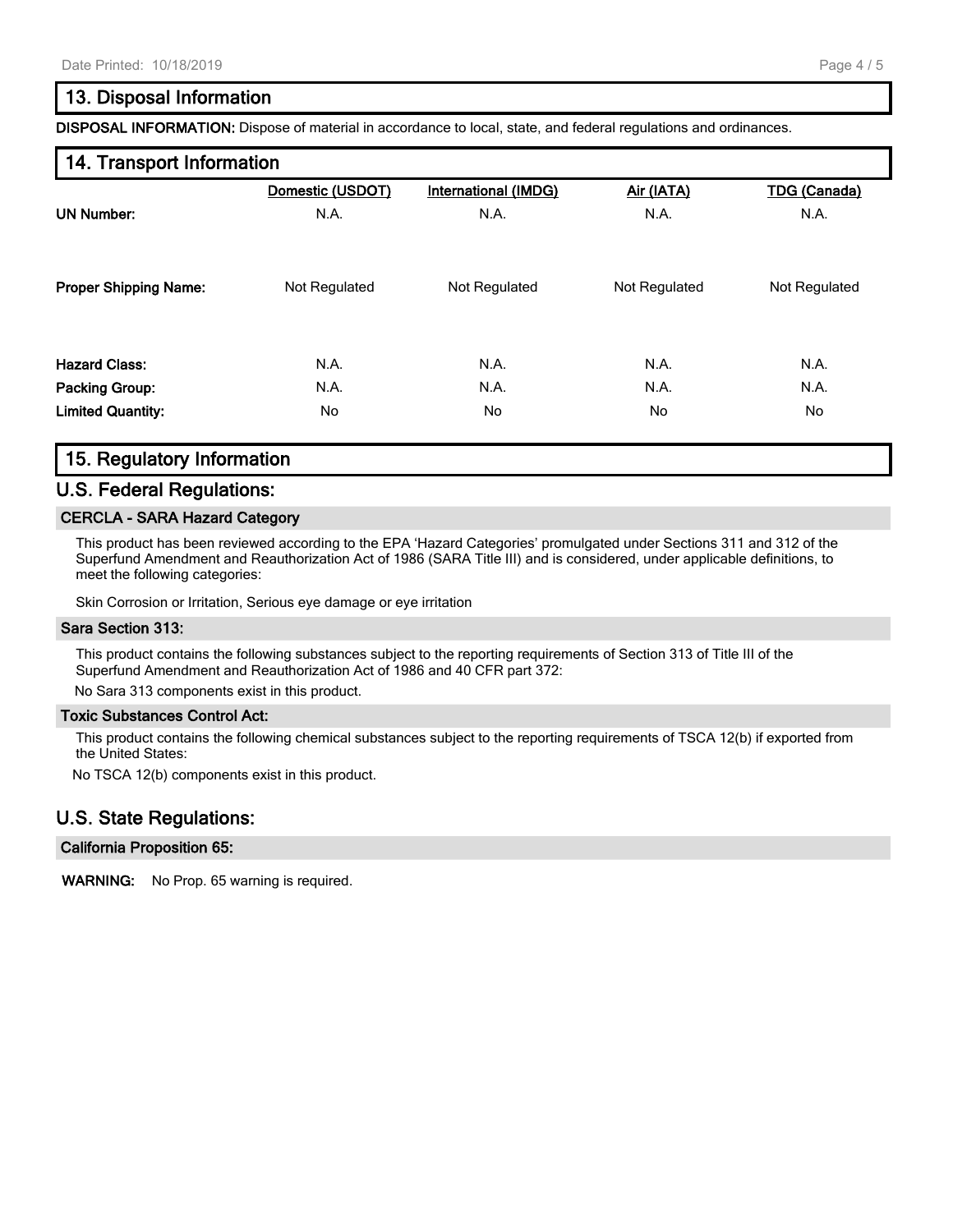## 13. Disposal Information

**DISPOSAL INFORMATION:** Dispose of material in accordance to local, state, and federal regulations and ordinances.

## 14. Transport Information

| | Domestic (USDOT) | International (IMDG) | Air (IATA) | TDG (Canada) |
|---|---|---|---|---|
| **UN Number:** | N.A. | N.A. | N.A. | N.A. |
| **Proper Shipping Name:** | Not Regulated | Not Regulated | Not Regulated | Not Regulated |
| **Hazard Class:** | N.A. | N.A. | N.A. | N.A. |
| **Packing Group:** | N.A. | N.A. | N.A. | N.A. |
| **Limited Quantity:** | No | No | No | No |

## 15. Regulatory Information

### U.S. Federal Regulations:

#### CERCLA - SARA Hazard Category

This product has been reviewed according to the EPA 'Hazard Categories' promulgated under Sections 311 and 312 of the Superfund Amendment and Reauthorization Act of 1986 (SARA Title III) and is considered, under applicable definitions, to meet the following categories:

Skin Corrosion or Irritation, Serious eye damage or eye irritation

#### Sara Section 313:

This product contains the following substances subject to the reporting requirements of Section 313 of Title III of the Superfund Amendment and Reauthorization Act of 1986 and 40 CFR part 372:

No Sara 313 components exist in this product.

#### Toxic Substances Control Act:

This product contains the following chemical substances subject to the reporting requirements of TSCA 12(b) if exported from the United States:

No TSCA 12(b) components exist in this product.

### U.S. State Regulations:

#### California Proposition 65:

**WARNING:** No Prop. 65 warning is required.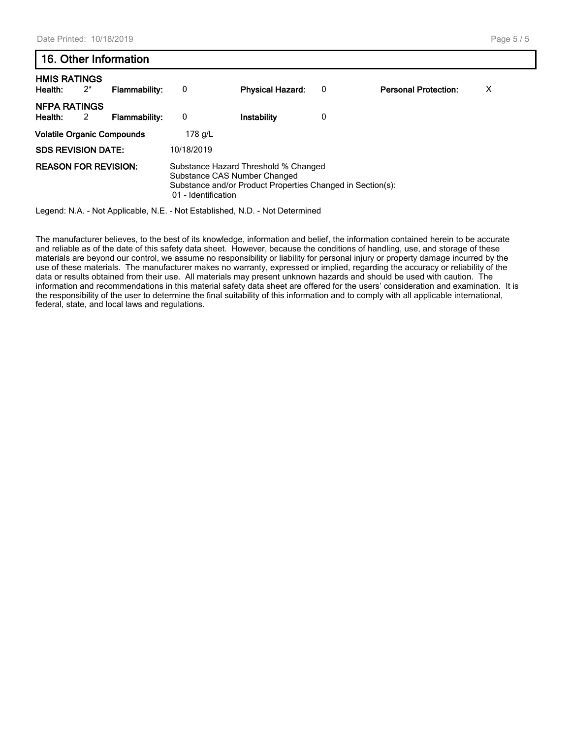## 16. Other Information

**HMIS RATINGS**

| | | | | | | | |
|---|---|---|---|---|---|---|---|
| **Health:** | 2* | **Flammability:** | 0 | **Physical Hazard:** | 0 | **Personal Protection:** | X |

**NFPA RATINGS**

| | | | | | |
|---|---|---|---|---|---|
| **Health:** | 2 | **Flammability:** | 0 | **Instability** | 0 |

**Volatile Organic Compounds** 178 g/L

**SDS REVISION DATE:** 10/18/2019

**REASON FOR REVISION:** Substance Hazard Threshold % Changed
Substance CAS Number Changed
Substance and/or Product Properties Changed in Section(s):
01 - Identification

Legend: N.A. - Not Applicable, N.E. - Not Established, N.D. - Not Determined

The manufacturer believes, to the best of its knowledge, information and belief, the information contained herein to be accurate and reliable as of the date of this safety data sheet. However, because the conditions of handling, use, and storage of these materials are beyond our control, we assume no responsibility or liability for personal injury or property damage incurred by the use of these materials. The manufacturer makes no warranty, expressed or implied, regarding the accuracy or reliability of the data or results obtained from their use. All materials may present unknown hazards and should be used with caution. The information and recommendations in this material safety data sheet are offered for the users' consideration and examination. It is the responsibility of the user to determine the final suitability of this information and to comply with all applicable international, federal, state, and local laws and regulations.